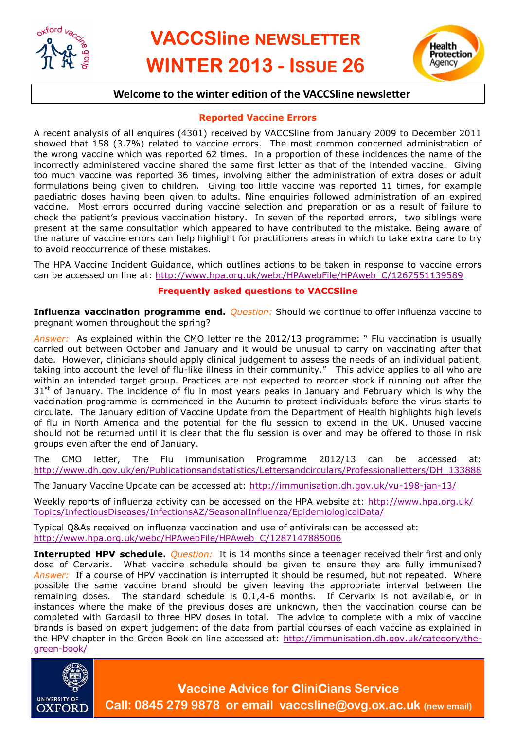# VACCSline NEWSLETTER WINTER 2013 - ISSUE 26

## Welcome to the winter edition of the VACCSline newsletter

### Reported Vaccine Errors

A recent analysis of all enquires (4301) received by VACCSline from January 2009 to December 2011 showed that 158 (3.7%) related to vaccine errors. The most common concerned administration of the wrong vaccine which was reported 62 times. In a proportion of these incidences the name of the incorrectly administered vaccine shared the same first letter as that of the intended vaccine. Giving too much vaccine was reported 36 times, involving either the administration of extra doses or adult formulations being given to children. Giving too little vaccine was reported 11 times, for example paediatric doses having been given to adults. Nine enquiries followed administration of an expired vaccine. Most errors occurred during vaccine selection and preparation or as a result of failure to check the patient's previous vaccination history. In seven of the reported errors, two siblings were present at the same consultation which appeared to have contributed to the mistake. Being aware of the nature of vaccine errors can help highlight for practitioners areas in which to take extra care to try to avoid reoccurrence of these mistakes.

The HPA Vaccine Incident Guidance, which outlines actions to be taken in response to vaccine errors can be accessed on line at: http://www.hpa.org.uk/webc/HPAwebFile/HPAweb_C/1267551139589

### Frequently asked questions to VACCSline

**Influenza vaccination programme end.** *Question:* Should we continue to offer influenza vaccine to pregnant women throughout the spring?

*Answer:* As explained within the CMO letter re the 2012/13 programme: " Flu vaccination is usually carried out between October and January and it would be unusual to carry on vaccinating after that date. However, clinicians should apply clinical judgement to assess the needs of an individual patient, taking into account the level of flu-like illness in their community." This advice applies to all who are within an intended target group. Practices are not expected to reorder stock if running out after the 31st of January. The incidence of flu in most years peaks in January and February which is why the vaccination programme is commenced in the Autumn to protect individuals before the virus starts to circulate. The January edition of Vaccine Update from the Department of Health highlights high levels of flu in North America and the potential for the flu session to extend in the UK. Unused vaccine should not be returned until it is clear that the flu session is over and may be offered to those in risk groups even after the end of January.

The CMO letter, The Flu immunisation Programme 2012/13 can be accessed at: http://www.dh.gov.uk/en/Publicationsandstatistics/Lettersandcirculars/Professionalletters/DH_133888

The January Vaccine Update can be accessed at: http://immunisation.dh.gov.uk/vu-198-jan-13/

Weekly reports of influenza activity can be accessed on the HPA website at: http://www.hpa.org.uk/Topics/InfectiousDiseases/InfectionsAZ/SeasonalInfluenza/EpidemiologicalData/

Typical Q&As received on influenza vaccination and use of antivirals can be accessed at: http://www.hpa.org.uk/webc/HPAwebFile/HPAweb_C/1287147885006

**Interrupted HPV schedule.** *Question:* It is 14 months since a teenager received their first and only dose of Cervarix. What vaccine schedule should be given to ensure they are fully immunised? *Answer:* If a course of HPV vaccination is interrupted it should be resumed, but not repeated. Where possible the same vaccine brand should be given leaving the appropriate interval between the remaining doses. The standard schedule is 0,1,4-6 months. If Cervarix is not available, or in instances where the make of the previous doses are unknown, then the vaccination course can be completed with Gardasil to three HPV doses in total. The advice to complete with a mix of vaccine brands is based on expert judgement of the data from partial courses of each vaccine as explained in the HPV chapter in the Green Book on line accessed at: http://immunisation.dh.gov.uk/category/the-green-book/

**Vaccine Advice for CliniCians Service**
**Call: 0845 279 9878 or email vaccsline@ovg.ox.ac.uk** (new email)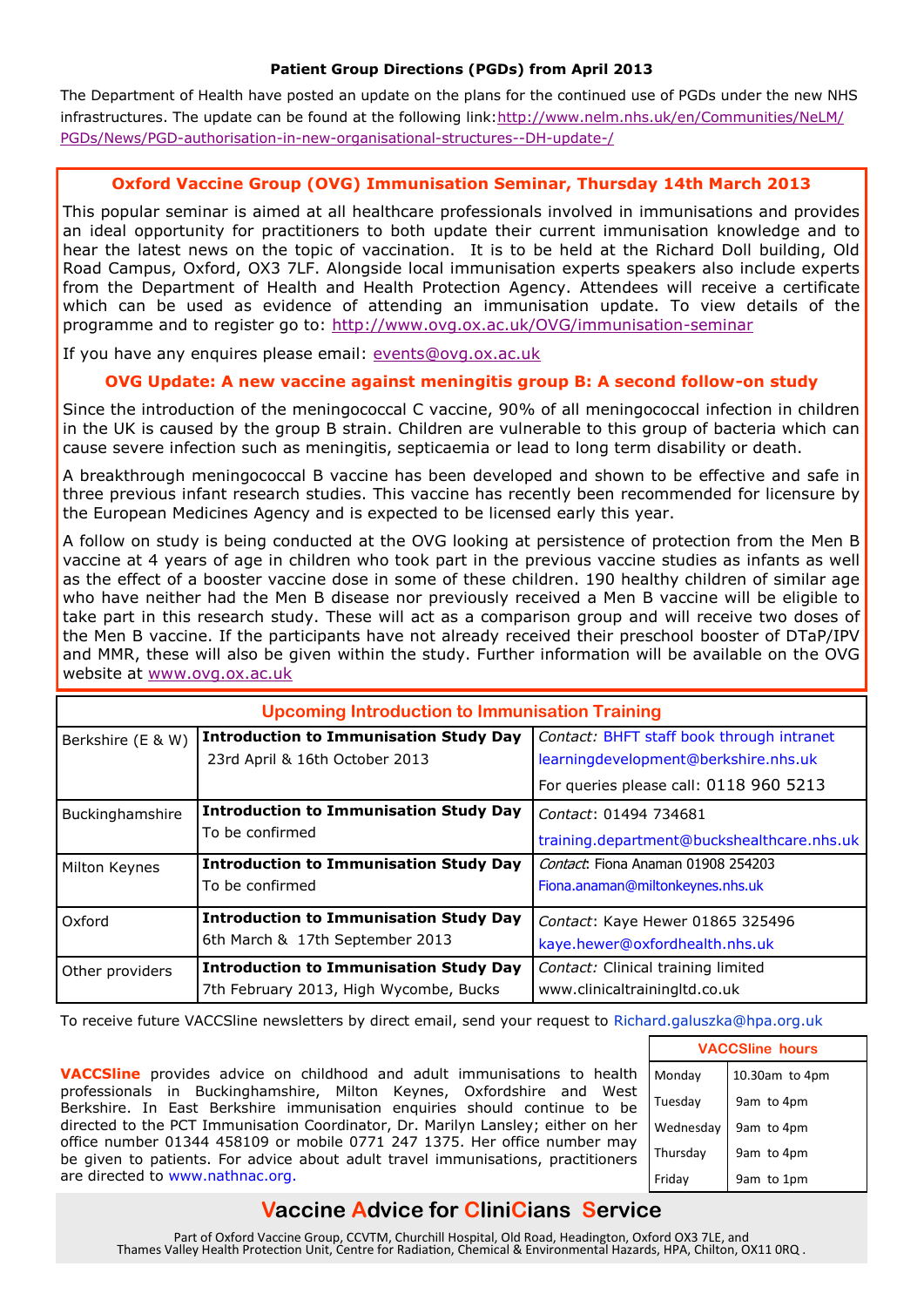### Patient Group Directions (PGDs) from April 2013

The Department of Health have posted an update on the plans for the continued use of PGDs under the new NHS infrastructures. The update can be found at the following link: http://www.nelm.nhs.uk/en/Communities/NeLM/PGDs/News/PGD-authorisation-in-new-organisational-structures--DH-update-/

### Oxford Vaccine Group (OVG) Immunisation Seminar, Thursday 14th March 2013

This popular seminar is aimed at all healthcare professionals involved in immunisations and provides an ideal opportunity for practitioners to both update their current immunisation knowledge and to hear the latest news on the topic of vaccination. It is to be held at the Richard Doll building, Old Road Campus, Oxford, OX3 7LF. Alongside local immunisation experts speakers also include experts from the Department of Health and Health Protection Agency. Attendees will receive a certificate which can be used as evidence of attending an immunisation update. To view details of the programme and to register go to: http://www.ovg.ox.ac.uk/OVG/immunisation-seminar

If you have any enquires please email: events@ovg.ox.ac.uk

### OVG Update: A new vaccine against meningitis group B: A second follow-on study

Since the introduction of the meningococcal C vaccine, 90% of all meningococcal infection in children in the UK is caused by the group B strain. Children are vulnerable to this group of bacteria which can cause severe infection such as meningitis, septicaemia or lead to long term disability or death.

A breakthrough meningococcal B vaccine has been developed and shown to be effective and safe in three previous infant research studies. This vaccine has recently been recommended for licensure by the European Medicines Agency and is expected to be licensed early this year.

A follow on study is being conducted at the OVG looking at persistence of protection from the Men B vaccine at 4 years of age in children who took part in the previous vaccine studies as infants as well as the effect of a booster vaccine dose in some of these children. 190 healthy children of similar age who have neither had the Men B disease nor previously received a Men B vaccine will be eligible to take part in this research study. These will act as a comparison group and will receive two doses of the Men B vaccine. If the participants have not already received their preschool booster of DTaP/IPV and MMR, these will also be given within the study. Further information will be available on the OVG website at www.ovg.ox.ac.uk

### Upcoming Introduction to Immunisation Training

| | | |
|---|---|---|
| Berkshire (E & W) | **Introduction to Immunisation Study Day**<br>23rd April & 16th October 2013 | *Contact:* BHFT staff book through intranet<br>learningdevelopment@berkshire.nhs.uk<br>For queries please call: 0118 960 5213 |
| Buckinghamshire | **Introduction to Immunisation Study Day**<br>To be confirmed | *Contact*: 01494 734681<br>training.department@buckshealthcare.nhs.uk |
| Milton Keynes | **Introduction to Immunisation Study Day**<br>To be confirmed | *Contact*: Fiona Anaman 01908 254203<br>Fiona.anaman@miltonkeynes.nhs.uk |
| Oxford | **Introduction to Immunisation Study Day**<br>6th March & 17th September 2013 | *Contact*: Kaye Hewer 01865 325496<br>kaye.hewer@oxfordhealth.nhs.uk |
| Other providers | **Introduction to Immunisation Study Day**<br>7th February 2013, High Wycombe, Bucks | *Contact:* Clinical training limited<br>www.clinicaltrainingltd.co.uk |

To receive future VACCSline newsletters by direct email, send your request to Richard.galuszka@hpa.org.uk

**VACCSline** provides advice on childhood and adult immunisations to health professionals in Buckinghamshire, Milton Keynes, Oxfordshire and West Berkshire. In East Berkshire immunisation enquiries should continue to be directed to the PCT Immunisation Coordinator, Dr. Marilyn Lansley; either on her office number 01344 458109 or mobile 0771 247 1375. Her office number may be given to patients. For advice about adult travel immunisations, practitioners are directed to www.nathnac.org.

| VACCSline hours | |
|---|---|
| Monday | 10.30am to 4pm |
| Tuesday | 9am to 4pm |
| Wednesday | 9am to 4pm |
| Thursday | 9am to 4pm |
| Friday | 9am to 1pm |

## Vaccine Advice for CliniCians Service

Part of Oxford Vaccine Group, CCVTM, Churchill Hospital, Old Road, Headington, Oxford OX3 7LE, and Thames Valley Health Protection Unit, Centre for Radiation, Chemical & Environmental Hazards, HPA, Chilton, OX11 0RQ .